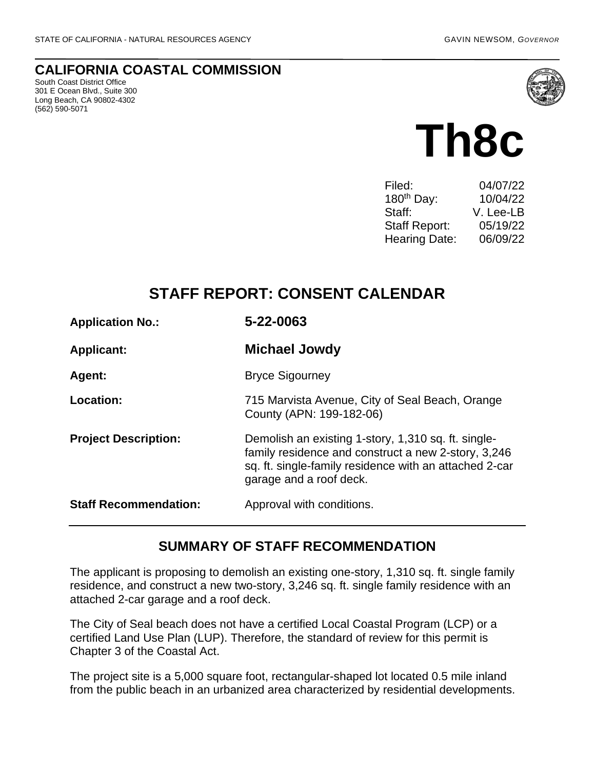STATE OF CALIFORNIA - NATURAL RESOURCES AGENCY

GAVIN NEWSOM, *GOVERNOR*

## CALIFORNIA COASTAL COMMISSION

South Coast District Office
301 E Ocean Blvd., Suite 300
Long Beach, CA 90802-4302
(562) 590-5071

# Th8c

| | |
|---|---|
| Filed: | 04/07/22 |
| 180th Day: | 10/04/22 |
| Staff: | V. Lee-LB |
| Staff Report: | 05/19/22 |
| Hearing Date: | 06/09/22 |

## STAFF REPORT: CONSENT CALENDAR

| | |
|---|---|
| **Application No.:** | **5-22-0063** |
| **Applicant:** | **Michael Jowdy** |
| **Agent:** | Bryce Sigourney |
| **Location:** | 715 Marvista Avenue, City of Seal Beach, Orange County (APN: 199-182-06) |
| **Project Description:** | Demolish an existing 1-story, 1,310 sq. ft. single-family residence and construct a new 2-story, 3,246 sq. ft. single-family residence with an attached 2-car garage and a roof deck. |
| **Staff Recommendation:** | Approval with conditions. |

## SUMMARY OF STAFF RECOMMENDATION

The applicant is proposing to demolish an existing one-story, 1,310 sq. ft. single family residence, and construct a new two-story, 3,246 sq. ft. single family residence with an attached 2-car garage and a roof deck.

The City of Seal beach does not have a certified Local Coastal Program (LCP) or a certified Land Use Plan (LUP). Therefore, the standard of review for this permit is Chapter 3 of the Coastal Act.

The project site is a 5,000 square foot, rectangular-shaped lot located 0.5 mile inland from the public beach in an urbanized area characterized by residential developments.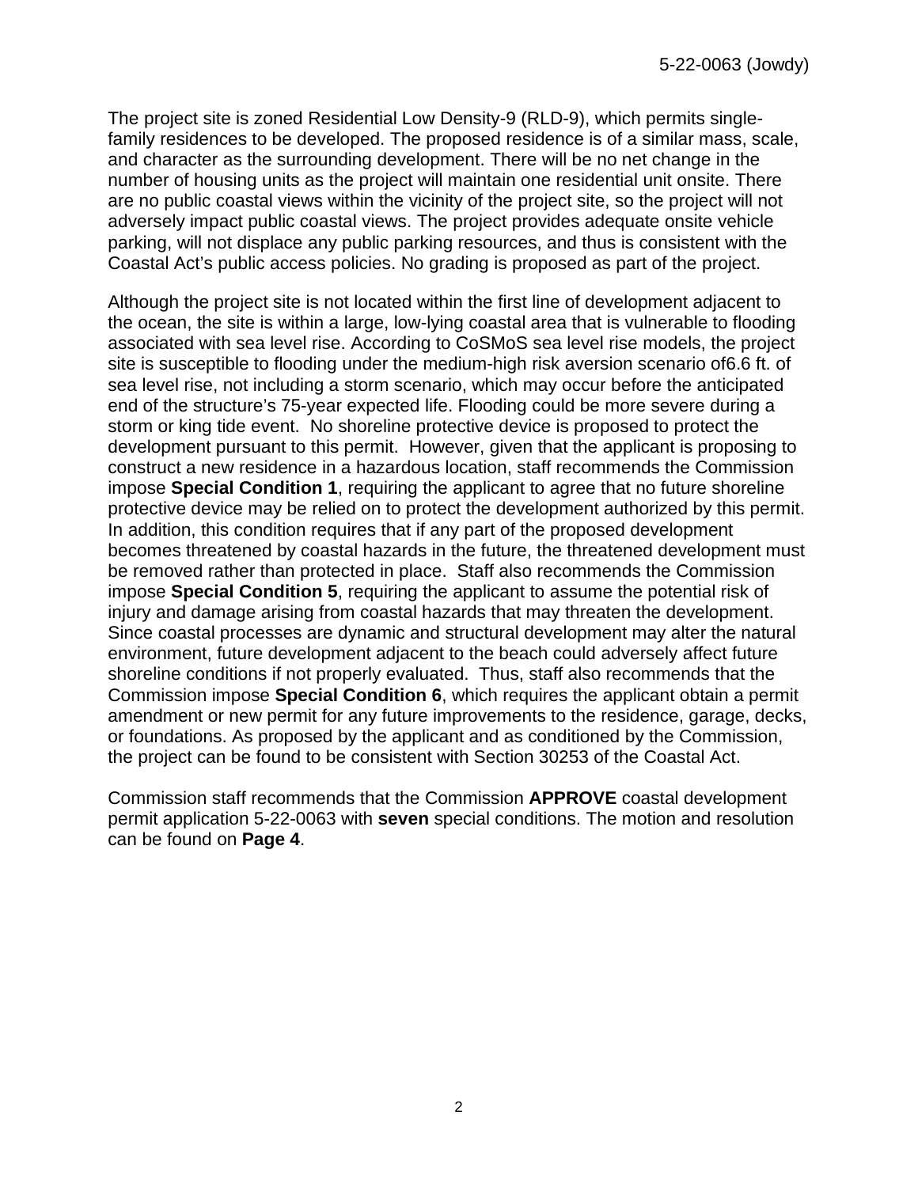The project site is zoned Residential Low Density-9 (RLD-9), which permits single-family residences to be developed. The proposed residence is of a similar mass, scale, and character as the surrounding development. There will be no net change in the number of housing units as the project will maintain one residential unit onsite. There are no public coastal views within the vicinity of the project site, so the project will not adversely impact public coastal views. The project provides adequate onsite vehicle parking, will not displace any public parking resources, and thus is consistent with the Coastal Act's public access policies. No grading is proposed as part of the project.

Although the project site is not located within the first line of development adjacent to the ocean, the site is within a large, low-lying coastal area that is vulnerable to flooding associated with sea level rise. According to CoSMoS sea level rise models, the project site is susceptible to flooding under the medium-high risk aversion scenario of6.6 ft. of sea level rise, not including a storm scenario, which may occur before the anticipated end of the structure's 75-year expected life. Flooding could be more severe during a storm or king tide event. No shoreline protective device is proposed to protect the development pursuant to this permit. However, given that the applicant is proposing to construct a new residence in a hazardous location, staff recommends the Commission impose **Special Condition 1**, requiring the applicant to agree that no future shoreline protective device may be relied on to protect the development authorized by this permit. In addition, this condition requires that if any part of the proposed development becomes threatened by coastal hazards in the future, the threatened development must be removed rather than protected in place. Staff also recommends the Commission impose **Special Condition 5**, requiring the applicant to assume the potential risk of injury and damage arising from coastal hazards that may threaten the development. Since coastal processes are dynamic and structural development may alter the natural environment, future development adjacent to the beach could adversely affect future shoreline conditions if not properly evaluated. Thus, staff also recommends that the Commission impose **Special Condition 6**, which requires the applicant obtain a permit amendment or new permit for any future improvements to the residence, garage, decks, or foundations. As proposed by the applicant and as conditioned by the Commission, the project can be found to be consistent with Section 30253 of the Coastal Act.

Commission staff recommends that the Commission **APPROVE** coastal development permit application 5-22-0063 with **seven** special conditions. The motion and resolution can be found on **Page 4**.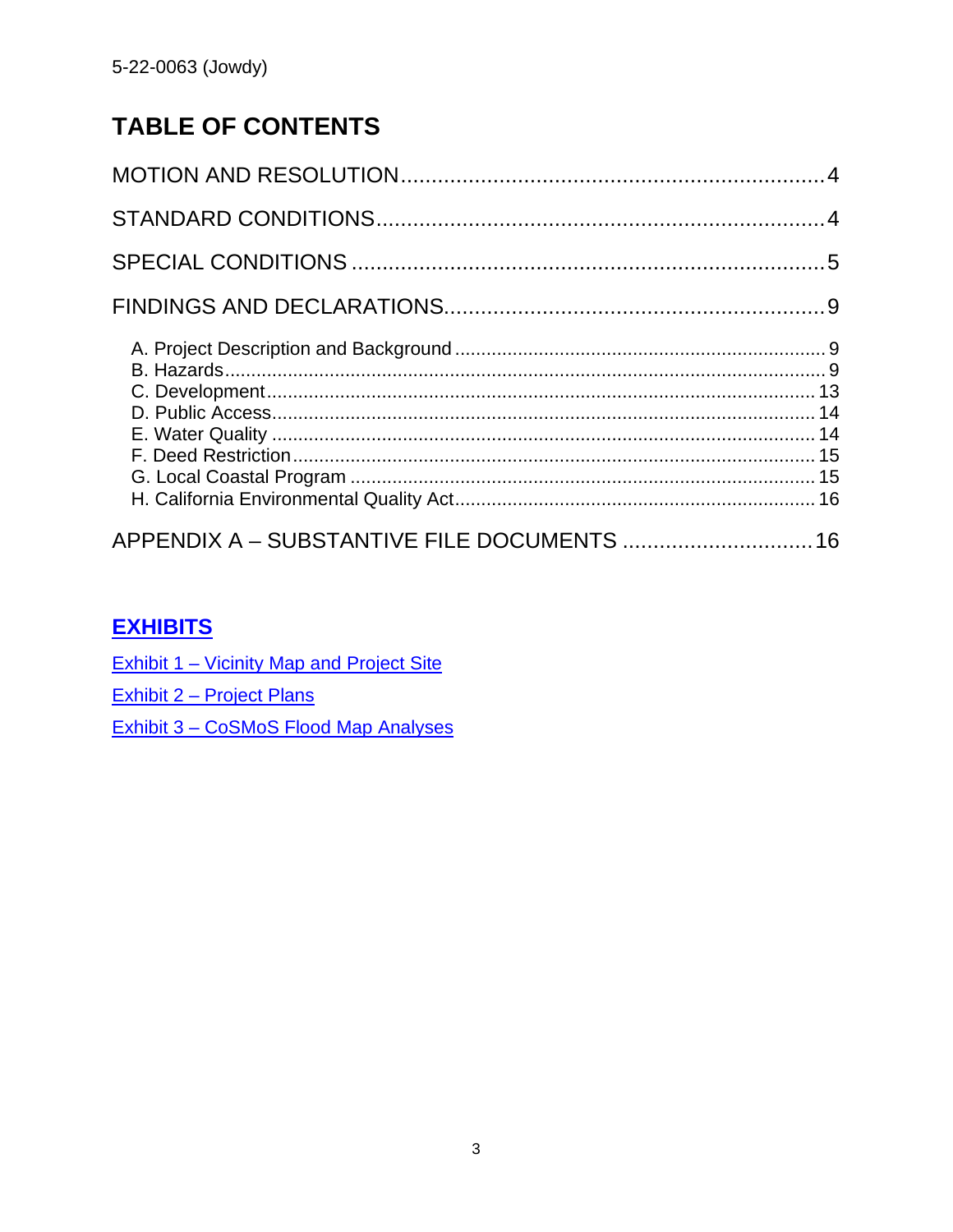# TABLE OF CONTENTS

MOTION AND RESOLUTION .......... 4

STANDARD CONDITIONS .......... 4

SPECIAL CONDITIONS .......... 5

FINDINGS AND DECLARATIONS .......... 9

- A. Project Description and Background .......... 9
- B. Hazards .......... 9
- C. Development .......... 13
- D. Public Access .......... 14
- E. Water Quality .......... 14
- F. Deed Restriction .......... 15
- G. Local Coastal Program .......... 15
- H. California Environmental Quality Act .......... 16

APPENDIX A – SUBSTANTIVE FILE DOCUMENTS .......... 16

## EXHIBITS

Exhibit 1 – Vicinity Map and Project Site

Exhibit 2 – Project Plans

Exhibit 3 – CoSMoS Flood Map Analyses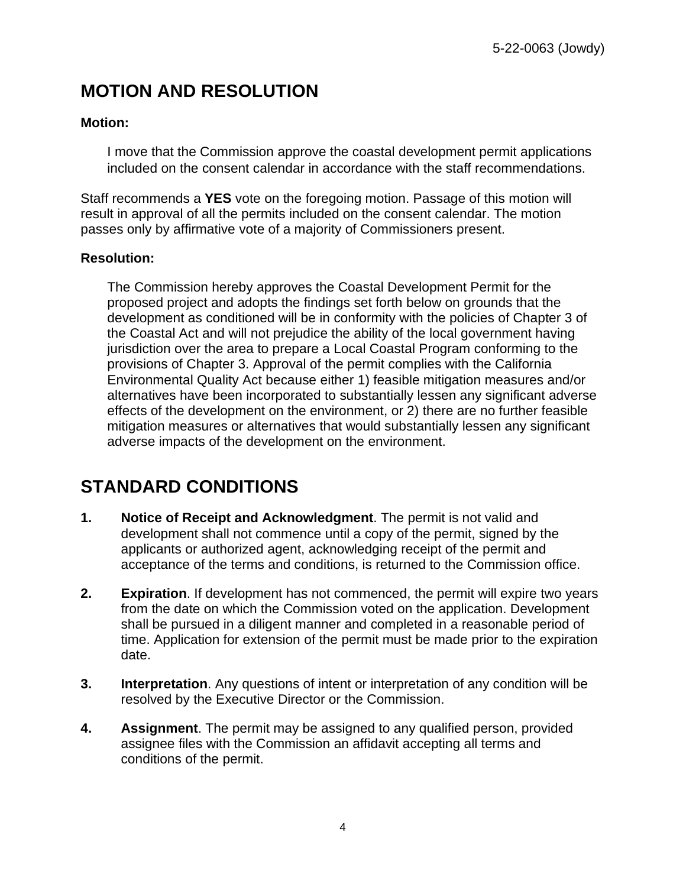## MOTION AND RESOLUTION

**Motion:**

> I move that the Commission approve the coastal development permit applications included on the consent calendar in accordance with the staff recommendations.

Staff recommends a **YES** vote on the foregoing motion. Passage of this motion will result in approval of all the permits included on the consent calendar. The motion passes only by affirmative vote of a majority of Commissioners present.

**Resolution:**

> The Commission hereby approves the Coastal Development Permit for the proposed project and adopts the findings set forth below on grounds that the development as conditioned will be in conformity with the policies of Chapter 3 of the Coastal Act and will not prejudice the ability of the local government having jurisdiction over the area to prepare a Local Coastal Program conforming to the provisions of Chapter 3. Approval of the permit complies with the California Environmental Quality Act because either 1) feasible mitigation measures and/or alternatives have been incorporated to substantially lessen any significant adverse effects of the development on the environment, or 2) there are no further feasible mitigation measures or alternatives that would substantially lessen any significant adverse impacts of the development on the environment.

## STANDARD CONDITIONS

1. **Notice of Receipt and Acknowledgment**. The permit is not valid and development shall not commence until a copy of the permit, signed by the applicants or authorized agent, acknowledging receipt of the permit and acceptance of the terms and conditions, is returned to the Commission office.

2. **Expiration**. If development has not commenced, the permit will expire two years from the date on which the Commission voted on the application. Development shall be pursued in a diligent manner and completed in a reasonable period of time. Application for extension of the permit must be made prior to the expiration date.

3. **Interpretation**. Any questions of intent or interpretation of any condition will be resolved by the Executive Director or the Commission.

4. **Assignment**. The permit may be assigned to any qualified person, provided assignee files with the Commission an affidavit accepting all terms and conditions of the permit.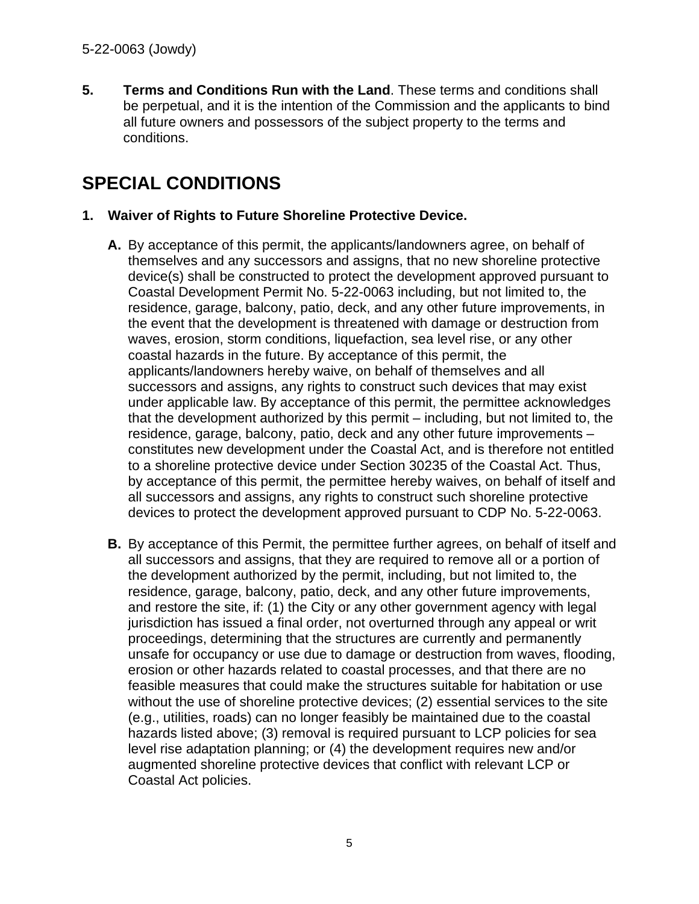**5. Terms and Conditions Run with the Land**. These terms and conditions shall be perpetual, and it is the intention of the Commission and the applicants to bind all future owners and possessors of the subject property to the terms and conditions.

# SPECIAL CONDITIONS

**1. Waiver of Rights to Future Shoreline Protective Device.**

**A.** By acceptance of this permit, the applicants/landowners agree, on behalf of themselves and any successors and assigns, that no new shoreline protective device(s) shall be constructed to protect the development approved pursuant to Coastal Development Permit No. 5-22-0063 including, but not limited to, the residence, garage, balcony, patio, deck, and any other future improvements, in the event that the development is threatened with damage or destruction from waves, erosion, storm conditions, liquefaction, sea level rise, or any other coastal hazards in the future. By acceptance of this permit, the applicants/landowners hereby waive, on behalf of themselves and all successors and assigns, any rights to construct such devices that may exist under applicable law. By acceptance of this permit, the permittee acknowledges that the development authorized by this permit – including, but not limited to, the residence, garage, balcony, patio, deck and any other future improvements – constitutes new development under the Coastal Act, and is therefore not entitled to a shoreline protective device under Section 30235 of the Coastal Act. Thus, by acceptance of this permit, the permittee hereby waives, on behalf of itself and all successors and assigns, any rights to construct such shoreline protective devices to protect the development approved pursuant to CDP No. 5-22-0063.

**B.** By acceptance of this Permit, the permittee further agrees, on behalf of itself and all successors and assigns, that they are required to remove all or a portion of the development authorized by the permit, including, but not limited to, the residence, garage, balcony, patio, deck, and any other future improvements, and restore the site, if: (1) the City or any other government agency with legal jurisdiction has issued a final order, not overturned through any appeal or writ proceedings, determining that the structures are currently and permanently unsafe for occupancy or use due to damage or destruction from waves, flooding, erosion or other hazards related to coastal processes, and that there are no feasible measures that could make the structures suitable for habitation or use without the use of shoreline protective devices; (2) essential services to the site (e.g., utilities, roads) can no longer feasibly be maintained due to the coastal hazards listed above; (3) removal is required pursuant to LCP policies for sea level rise adaptation planning; or (4) the development requires new and/or augmented shoreline protective devices that conflict with relevant LCP or Coastal Act policies.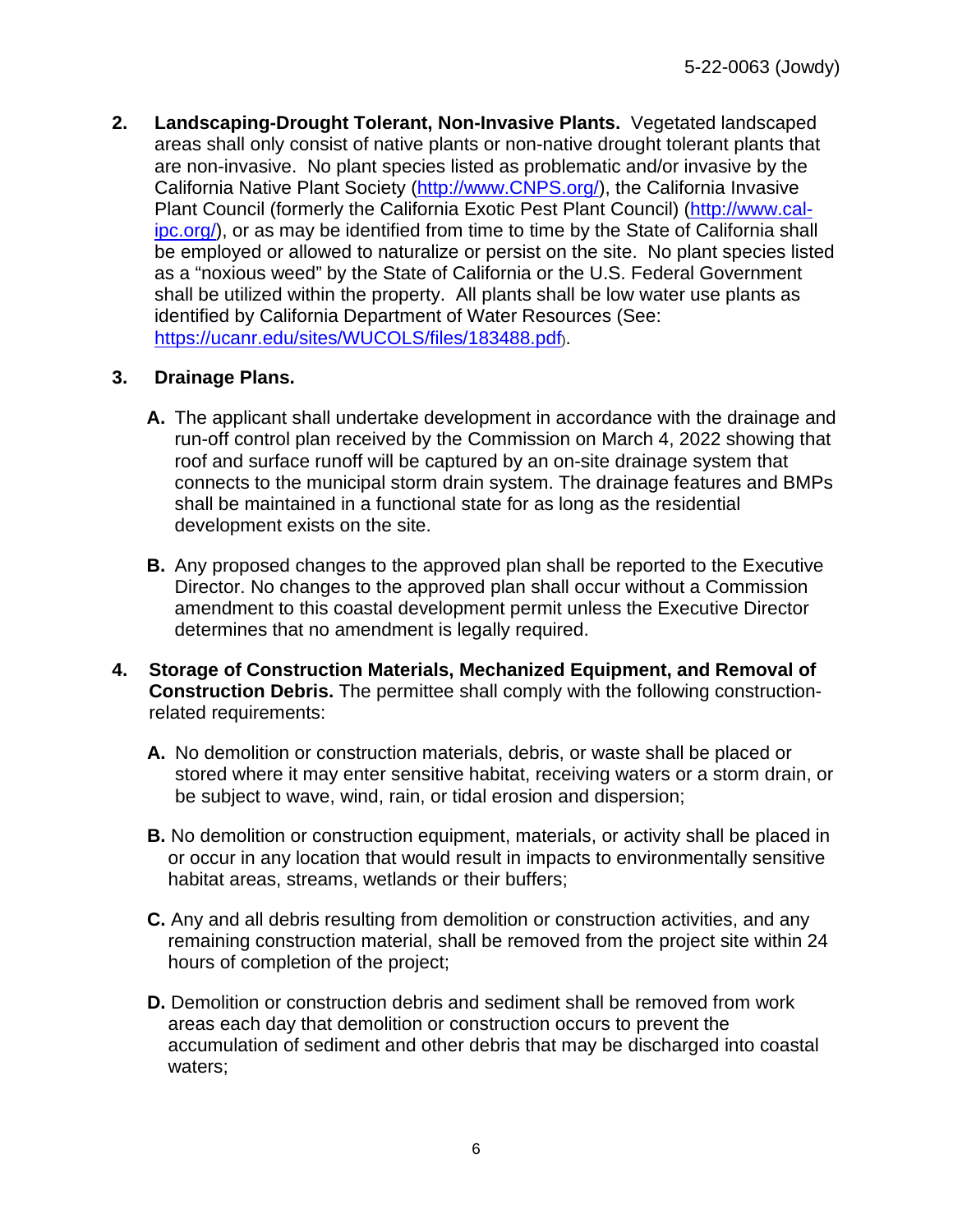2. **Landscaping-Drought Tolerant, Non-Invasive Plants.** Vegetated landscaped areas shall only consist of native plants or non-native drought tolerant plants that are non-invasive. No plant species listed as problematic and/or invasive by the California Native Plant Society (http://www.CNPS.org/), the California Invasive Plant Council (formerly the California Exotic Pest Plant Council) (http://www.cal-ipc.org/), or as may be identified from time to time by the State of California shall be employed or allowed to naturalize or persist on the site. No plant species listed as a "noxious weed" by the State of California or the U.S. Federal Government shall be utilized within the property. All plants shall be low water use plants as identified by California Department of Water Resources (See: https://ucanr.edu/sites/WUCOLS/files/183488.pdf).

3. **Drainage Plans.**

   **A.** The applicant shall undertake development in accordance with the drainage and run-off control plan received by the Commission on March 4, 2022 showing that roof and surface runoff will be captured by an on-site drainage system that connects to the municipal storm drain system. The drainage features and BMPs shall be maintained in a functional state for as long as the residential development exists on the site.

   **B.** Any proposed changes to the approved plan shall be reported to the Executive Director. No changes to the approved plan shall occur without a Commission amendment to this coastal development permit unless the Executive Director determines that no amendment is legally required.

4. **Storage of Construction Materials, Mechanized Equipment, and Removal of Construction Debris.** The permittee shall comply with the following construction-related requirements:

   **A.** No demolition or construction materials, debris, or waste shall be placed or stored where it may enter sensitive habitat, receiving waters or a storm drain, or be subject to wave, wind, rain, or tidal erosion and dispersion;

   **B.** No demolition or construction equipment, materials, or activity shall be placed in or occur in any location that would result in impacts to environmentally sensitive habitat areas, streams, wetlands or their buffers;

   **C.** Any and all debris resulting from demolition or construction activities, and any remaining construction material, shall be removed from the project site within 24 hours of completion of the project;

   **D.** Demolition or construction debris and sediment shall be removed from work areas each day that demolition or construction occurs to prevent the accumulation of sediment and other debris that may be discharged into coastal waters;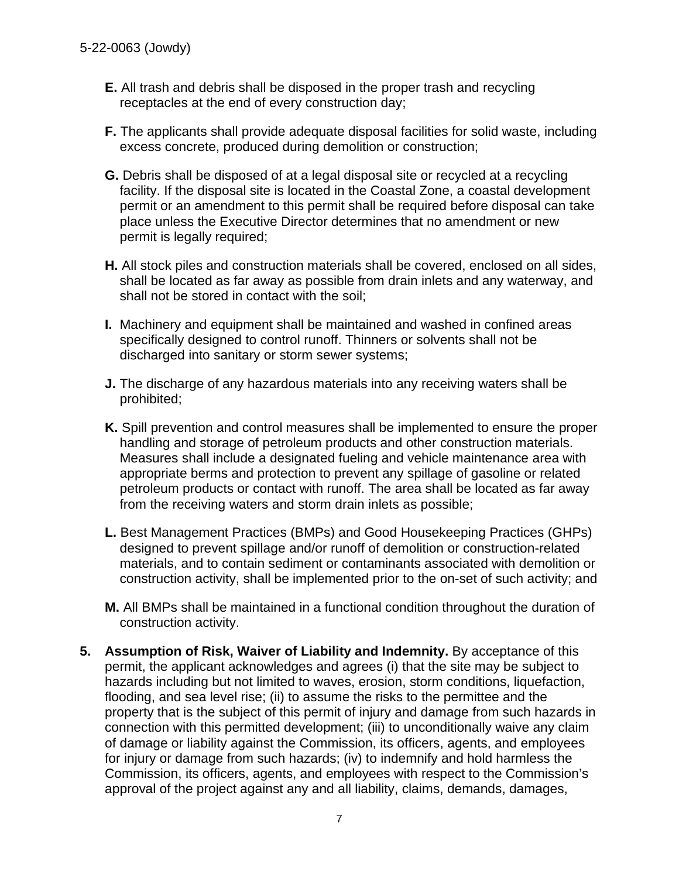**E.** All trash and debris shall be disposed in the proper trash and recycling receptacles at the end of every construction day;

**F.** The applicants shall provide adequate disposal facilities for solid waste, including excess concrete, produced during demolition or construction;

**G.** Debris shall be disposed of at a legal disposal site or recycled at a recycling facility. If the disposal site is located in the Coastal Zone, a coastal development permit or an amendment to this permit shall be required before disposal can take place unless the Executive Director determines that no amendment or new permit is legally required;

**H.** All stock piles and construction materials shall be covered, enclosed on all sides, shall be located as far away as possible from drain inlets and any waterway, and shall not be stored in contact with the soil;

**I.** Machinery and equipment shall be maintained and washed in confined areas specifically designed to control runoff. Thinners or solvents shall not be discharged into sanitary or storm sewer systems;

**J.** The discharge of any hazardous materials into any receiving waters shall be prohibited;

**K.** Spill prevention and control measures shall be implemented to ensure the proper handling and storage of petroleum products and other construction materials. Measures shall include a designated fueling and vehicle maintenance area with appropriate berms and protection to prevent any spillage of gasoline or related petroleum products or contact with runoff. The area shall be located as far away from the receiving waters and storm drain inlets as possible;

**L.** Best Management Practices (BMPs) and Good Housekeeping Practices (GHPs) designed to prevent spillage and/or runoff of demolition or construction-related materials, and to contain sediment or contaminants associated with demolition or construction activity, shall be implemented prior to the on-set of such activity; and

**M.** All BMPs shall be maintained in a functional condition throughout the duration of construction activity.

**5. Assumption of Risk, Waiver of Liability and Indemnity.** By acceptance of this permit, the applicant acknowledges and agrees (i) that the site may be subject to hazards including but not limited to waves, erosion, storm conditions, liquefaction, flooding, and sea level rise; (ii) to assume the risks to the permittee and the property that is the subject of this permit of injury and damage from such hazards in connection with this permitted development; (iii) to unconditionally waive any claim of damage or liability against the Commission, its officers, agents, and employees for injury or damage from such hazards; (iv) to indemnify and hold harmless the Commission, its officers, agents, and employees with respect to the Commission's approval of the project against any and all liability, claims, demands, damages,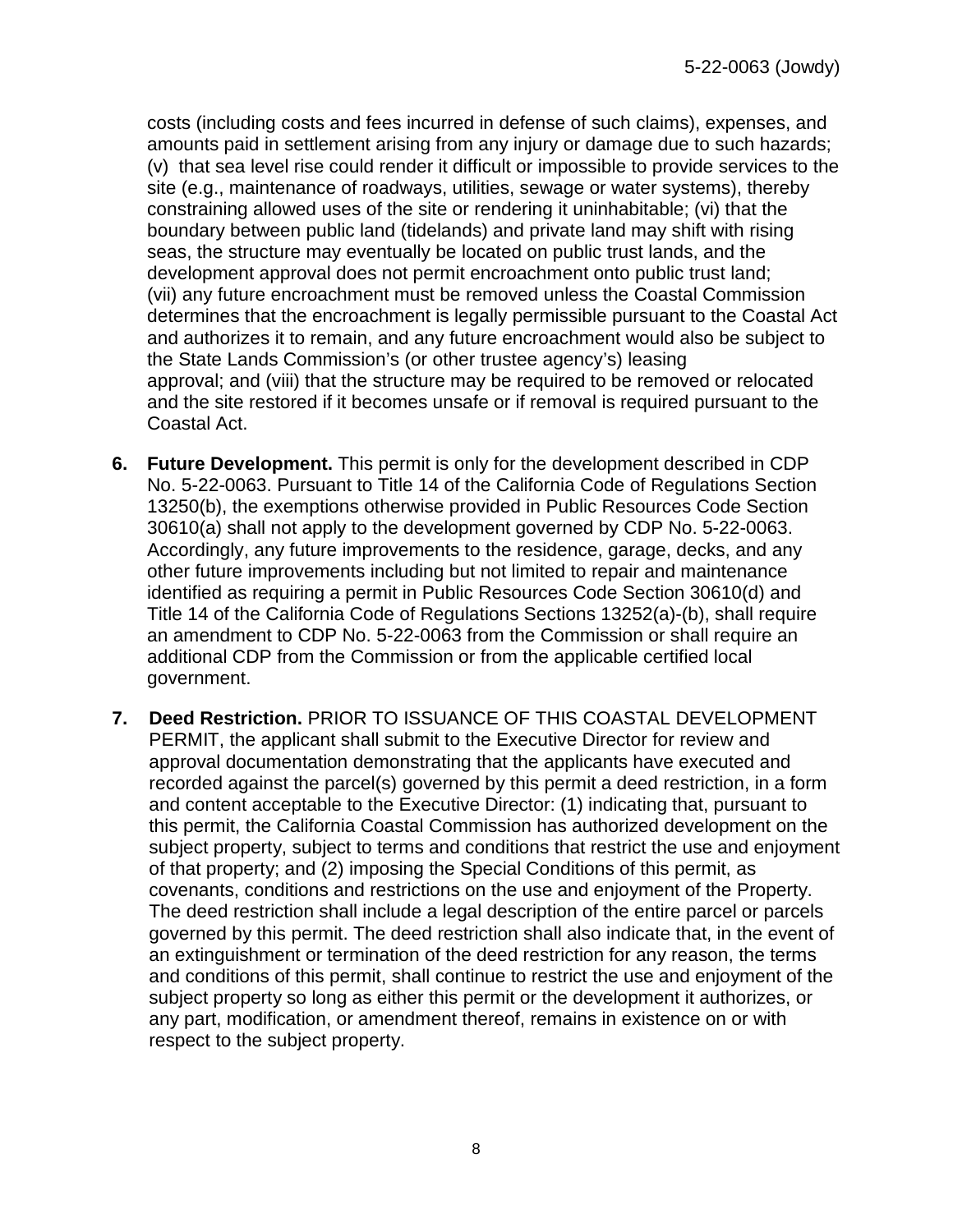costs (including costs and fees incurred in defense of such claims), expenses, and amounts paid in settlement arising from any injury or damage due to such hazards; (v) that sea level rise could render it difficult or impossible to provide services to the site (e.g., maintenance of roadways, utilities, sewage or water systems), thereby constraining allowed uses of the site or rendering it uninhabitable; (vi) that the boundary between public land (tidelands) and private land may shift with rising seas, the structure may eventually be located on public trust lands, and the development approval does not permit encroachment onto public trust land; (vii) any future encroachment must be removed unless the Coastal Commission determines that the encroachment is legally permissible pursuant to the Coastal Act and authorizes it to remain, and any future encroachment would also be subject to the State Lands Commission's (or other trustee agency's) leasing approval; and (viii) that the structure may be required to be removed or relocated and the site restored if it becomes unsafe or if removal is required pursuant to the Coastal Act.

6. **Future Development.** This permit is only for the development described in CDP No. 5-22-0063. Pursuant to Title 14 of the California Code of Regulations Section 13250(b), the exemptions otherwise provided in Public Resources Code Section 30610(a) shall not apply to the development governed by CDP No. 5-22-0063. Accordingly, any future improvements to the residence, garage, decks, and any other future improvements including but not limited to repair and maintenance identified as requiring a permit in Public Resources Code Section 30610(d) and Title 14 of the California Code of Regulations Sections 13252(a)-(b), shall require an amendment to CDP No. 5-22-0063 from the Commission or shall require an additional CDP from the Commission or from the applicable certified local government.

7. **Deed Restriction.** PRIOR TO ISSUANCE OF THIS COASTAL DEVELOPMENT PERMIT, the applicant shall submit to the Executive Director for review and approval documentation demonstrating that the applicants have executed and recorded against the parcel(s) governed by this permit a deed restriction, in a form and content acceptable to the Executive Director: (1) indicating that, pursuant to this permit, the California Coastal Commission has authorized development on the subject property, subject to terms and conditions that restrict the use and enjoyment of that property; and (2) imposing the Special Conditions of this permit, as covenants, conditions and restrictions on the use and enjoyment of the Property. The deed restriction shall include a legal description of the entire parcel or parcels governed by this permit. The deed restriction shall also indicate that, in the event of an extinguishment or termination of the deed restriction for any reason, the terms and conditions of this permit, shall continue to restrict the use and enjoyment of the subject property so long as either this permit or the development it authorizes, or any part, modification, or amendment thereof, remains in existence on or with respect to the subject property.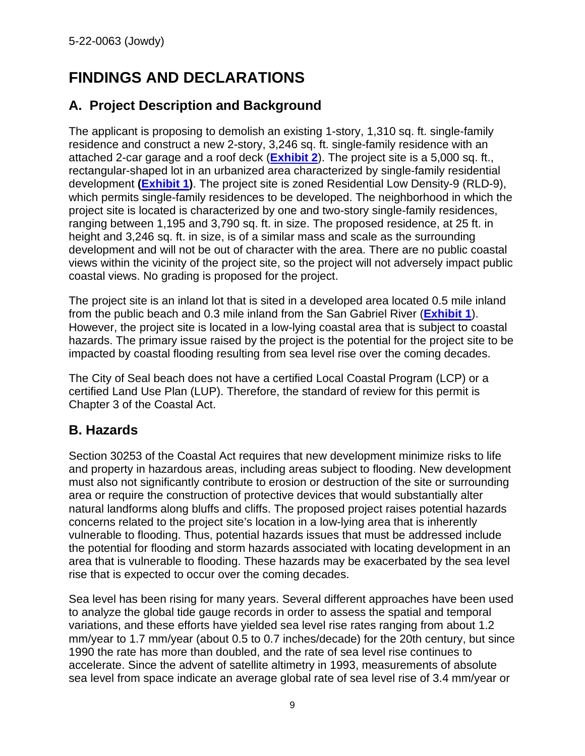# FINDINGS AND DECLARATIONS

## A. Project Description and Background

The applicant is proposing to demolish an existing 1-story, 1,310 sq. ft. single-family residence and construct a new 2-story, 3,246 sq. ft. single-family residence with an attached 2-car garage and a roof deck (**Exhibit 2**). The project site is a 5,000 sq. ft., rectangular-shaped lot in an urbanized area characterized by single-family residential development **(Exhibit 1)**. The project site is zoned Residential Low Density-9 (RLD-9), which permits single-family residences to be developed. The neighborhood in which the project site is located is characterized by one and two-story single-family residences, ranging between 1,195 and 3,790 sq. ft. in size. The proposed residence, at 25 ft. in height and 3,246 sq. ft. in size, is of a similar mass and scale as the surrounding development and will not be out of character with the area. There are no public coastal views within the vicinity of the project site, so the project will not adversely impact public coastal views. No grading is proposed for the project.

The project site is an inland lot that is sited in a developed area located 0.5 mile inland from the public beach and 0.3 mile inland from the San Gabriel River (**Exhibit 1**). However, the project site is located in a low-lying coastal area that is subject to coastal hazards. The primary issue raised by the project is the potential for the project site to be impacted by coastal flooding resulting from sea level rise over the coming decades.

The City of Seal beach does not have a certified Local Coastal Program (LCP) or a certified Land Use Plan (LUP). Therefore, the standard of review for this permit is Chapter 3 of the Coastal Act.

## B. Hazards

Section 30253 of the Coastal Act requires that new development minimize risks to life and property in hazardous areas, including areas subject to flooding. New development must also not significantly contribute to erosion or destruction of the site or surrounding area or require the construction of protective devices that would substantially alter natural landforms along bluffs and cliffs. The proposed project raises potential hazards concerns related to the project site's location in a low-lying area that is inherently vulnerable to flooding. Thus, potential hazards issues that must be addressed include the potential for flooding and storm hazards associated with locating development in an area that is vulnerable to flooding. These hazards may be exacerbated by the sea level rise that is expected to occur over the coming decades.

Sea level has been rising for many years. Several different approaches have been used to analyze the global tide gauge records in order to assess the spatial and temporal variations, and these efforts have yielded sea level rise rates ranging from about 1.2 mm/year to 1.7 mm/year (about 0.5 to 0.7 inches/decade) for the 20th century, but since 1990 the rate has more than doubled, and the rate of sea level rise continues to accelerate. Since the advent of satellite altimetry in 1993, measurements of absolute sea level from space indicate an average global rate of sea level rise of 3.4 mm/year or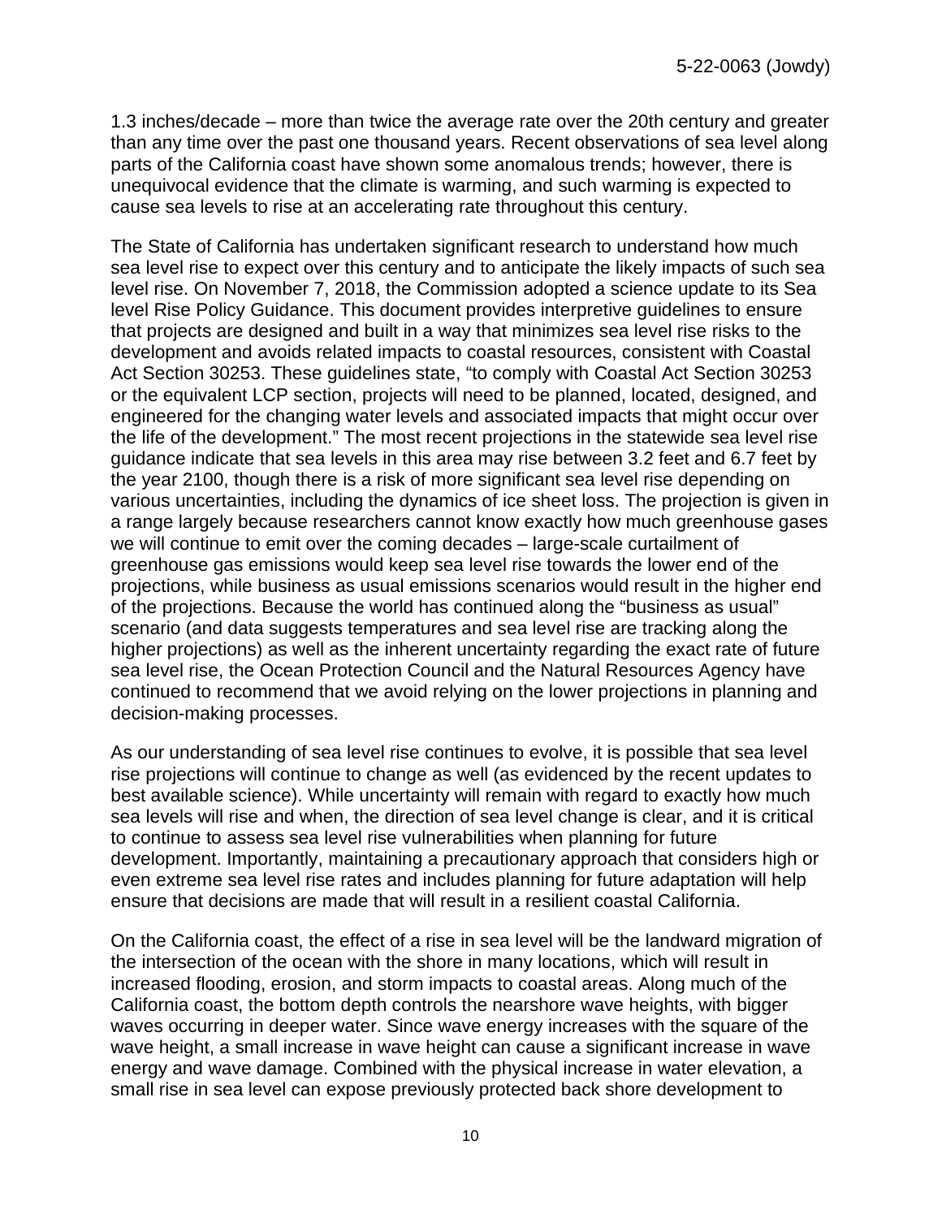1.3 inches/decade – more than twice the average rate over the 20th century and greater than any time over the past one thousand years. Recent observations of sea level along parts of the California coast have shown some anomalous trends; however, there is unequivocal evidence that the climate is warming, and such warming is expected to cause sea levels to rise at an accelerating rate throughout this century.

The State of California has undertaken significant research to understand how much sea level rise to expect over this century and to anticipate the likely impacts of such sea level rise. On November 7, 2018, the Commission adopted a science update to its Sea level Rise Policy Guidance. This document provides interpretive guidelines to ensure that projects are designed and built in a way that minimizes sea level rise risks to the development and avoids related impacts to coastal resources, consistent with Coastal Act Section 30253. These guidelines state, "to comply with Coastal Act Section 30253 or the equivalent LCP section, projects will need to be planned, located, designed, and engineered for the changing water levels and associated impacts that might occur over the life of the development." The most recent projections in the statewide sea level rise guidance indicate that sea levels in this area may rise between 3.2 feet and 6.7 feet by the year 2100, though there is a risk of more significant sea level rise depending on various uncertainties, including the dynamics of ice sheet loss. The projection is given in a range largely because researchers cannot know exactly how much greenhouse gases we will continue to emit over the coming decades – large-scale curtailment of greenhouse gas emissions would keep sea level rise towards the lower end of the projections, while business as usual emissions scenarios would result in the higher end of the projections. Because the world has continued along the "business as usual" scenario (and data suggests temperatures and sea level rise are tracking along the higher projections) as well as the inherent uncertainty regarding the exact rate of future sea level rise, the Ocean Protection Council and the Natural Resources Agency have continued to recommend that we avoid relying on the lower projections in planning and decision-making processes.

As our understanding of sea level rise continues to evolve, it is possible that sea level rise projections will continue to change as well (as evidenced by the recent updates to best available science). While uncertainty will remain with regard to exactly how much sea levels will rise and when, the direction of sea level change is clear, and it is critical to continue to assess sea level rise vulnerabilities when planning for future development. Importantly, maintaining a precautionary approach that considers high or even extreme sea level rise rates and includes planning for future adaptation will help ensure that decisions are made that will result in a resilient coastal California.

On the California coast, the effect of a rise in sea level will be the landward migration of the intersection of the ocean with the shore in many locations, which will result in increased flooding, erosion, and storm impacts to coastal areas. Along much of the California coast, the bottom depth controls the nearshore wave heights, with bigger waves occurring in deeper water. Since wave energy increases with the square of the wave height, a small increase in wave height can cause a significant increase in wave energy and wave damage. Combined with the physical increase in water elevation, a small rise in sea level can expose previously protected back shore development to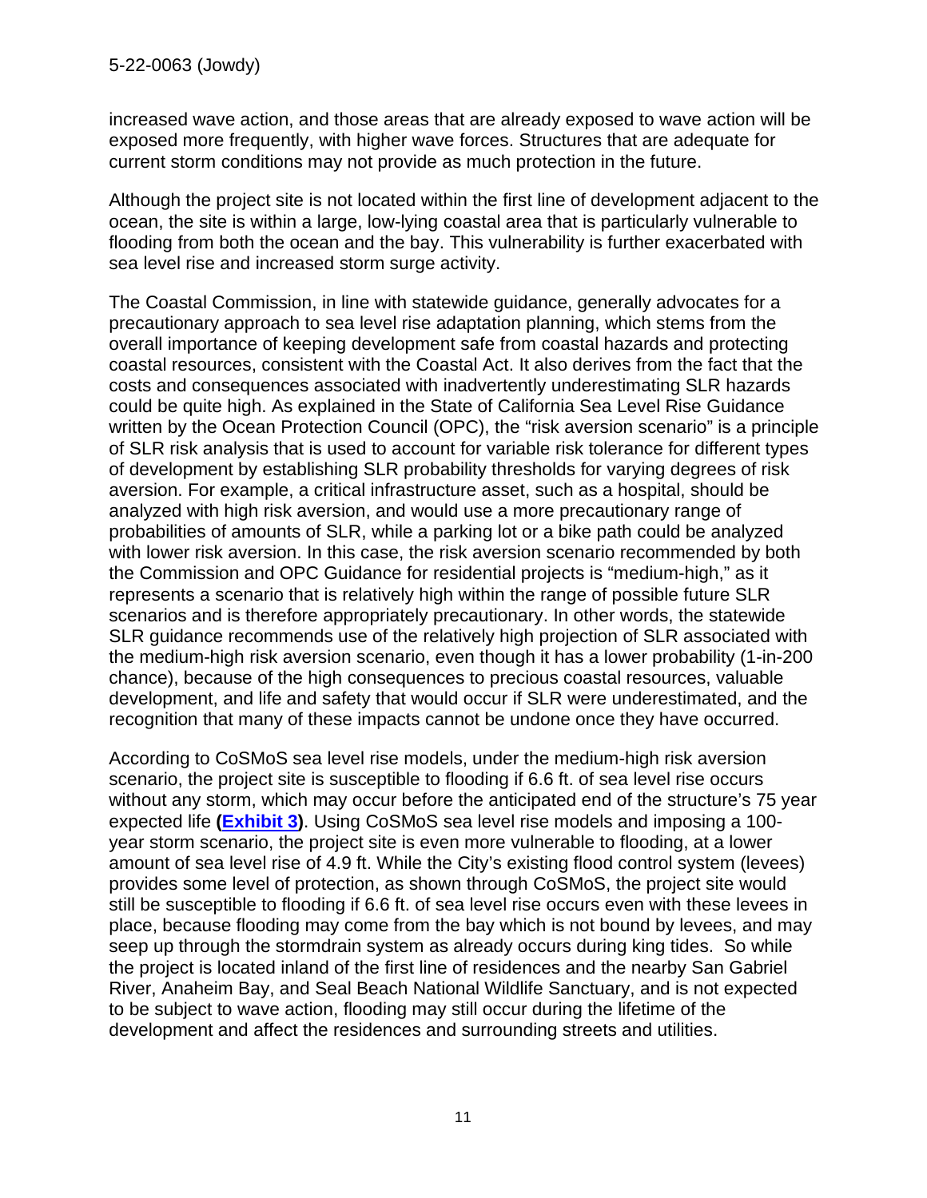increased wave action, and those areas that are already exposed to wave action will be exposed more frequently, with higher wave forces. Structures that are adequate for current storm conditions may not provide as much protection in the future.

Although the project site is not located within the first line of development adjacent to the ocean, the site is within a large, low-lying coastal area that is particularly vulnerable to flooding from both the ocean and the bay. This vulnerability is further exacerbated with sea level rise and increased storm surge activity.

The Coastal Commission, in line with statewide guidance, generally advocates for a precautionary approach to sea level rise adaptation planning, which stems from the overall importance of keeping development safe from coastal hazards and protecting coastal resources, consistent with the Coastal Act. It also derives from the fact that the costs and consequences associated with inadvertently underestimating SLR hazards could be quite high. As explained in the State of California Sea Level Rise Guidance written by the Ocean Protection Council (OPC), the "risk aversion scenario" is a principle of SLR risk analysis that is used to account for variable risk tolerance for different types of development by establishing SLR probability thresholds for varying degrees of risk aversion. For example, a critical infrastructure asset, such as a hospital, should be analyzed with high risk aversion, and would use a more precautionary range of probabilities of amounts of SLR, while a parking lot or a bike path could be analyzed with lower risk aversion. In this case, the risk aversion scenario recommended by both the Commission and OPC Guidance for residential projects is "medium-high," as it represents a scenario that is relatively high within the range of possible future SLR scenarios and is therefore appropriately precautionary. In other words, the statewide SLR guidance recommends use of the relatively high projection of SLR associated with the medium-high risk aversion scenario, even though it has a lower probability (1-in-200 chance), because of the high consequences to precious coastal resources, valuable development, and life and safety that would occur if SLR were underestimated, and the recognition that many of these impacts cannot be undone once they have occurred.

According to CoSMoS sea level rise models, under the medium-high risk aversion scenario, the project site is susceptible to flooding if 6.6 ft. of sea level rise occurs without any storm, which may occur before the anticipated end of the structure's 75 year expected life **(Exhibit 3)**. Using CoSMoS sea level rise models and imposing a 100-year storm scenario, the project site is even more vulnerable to flooding, at a lower amount of sea level rise of 4.9 ft. While the City's existing flood control system (levees) provides some level of protection, as shown through CoSMoS, the project site would still be susceptible to flooding if 6.6 ft. of sea level rise occurs even with these levees in place, because flooding may come from the bay which is not bound by levees, and may seep up through the stormdrain system as already occurs during king tides. So while the project is located inland of the first line of residences and the nearby San Gabriel River, Anaheim Bay, and Seal Beach National Wildlife Sanctuary, and is not expected to be subject to wave action, flooding may still occur during the lifetime of the development and affect the residences and surrounding streets and utilities.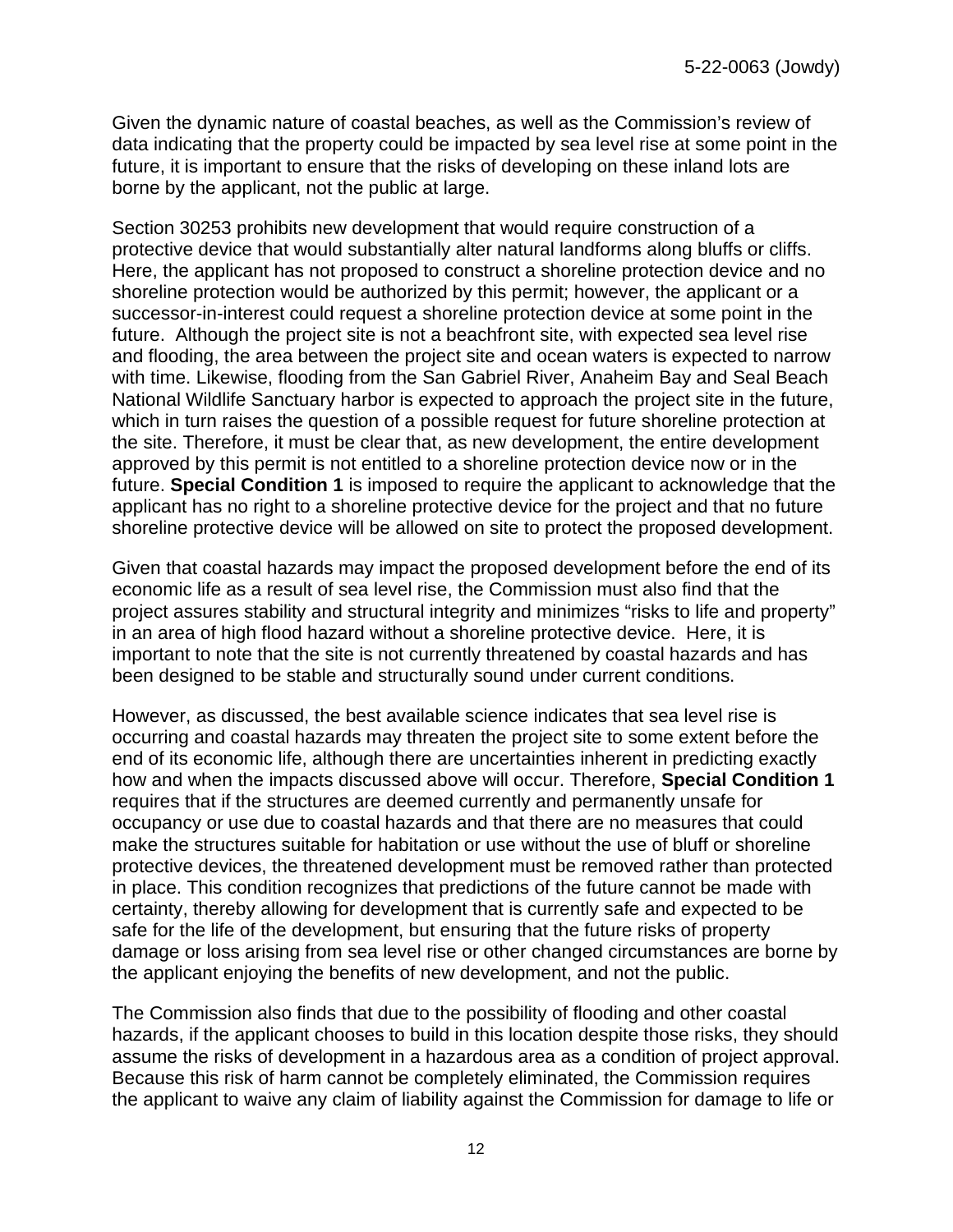Given the dynamic nature of coastal beaches, as well as the Commission's review of data indicating that the property could be impacted by sea level rise at some point in the future, it is important to ensure that the risks of developing on these inland lots are borne by the applicant, not the public at large.

Section 30253 prohibits new development that would require construction of a protective device that would substantially alter natural landforms along bluffs or cliffs. Here, the applicant has not proposed to construct a shoreline protection device and no shoreline protection would be authorized by this permit; however, the applicant or a successor-in-interest could request a shoreline protection device at some point in the future. Although the project site is not a beachfront site, with expected sea level rise and flooding, the area between the project site and ocean waters is expected to narrow with time. Likewise, flooding from the San Gabriel River, Anaheim Bay and Seal Beach National Wildlife Sanctuary harbor is expected to approach the project site in the future, which in turn raises the question of a possible request for future shoreline protection at the site. Therefore, it must be clear that, as new development, the entire development approved by this permit is not entitled to a shoreline protection device now or in the future. **Special Condition 1** is imposed to require the applicant to acknowledge that the applicant has no right to a shoreline protective device for the project and that no future shoreline protective device will be allowed on site to protect the proposed development.

Given that coastal hazards may impact the proposed development before the end of its economic life as a result of sea level rise, the Commission must also find that the project assures stability and structural integrity and minimizes "risks to life and property" in an area of high flood hazard without a shoreline protective device. Here, it is important to note that the site is not currently threatened by coastal hazards and has been designed to be stable and structurally sound under current conditions.

However, as discussed, the best available science indicates that sea level rise is occurring and coastal hazards may threaten the project site to some extent before the end of its economic life, although there are uncertainties inherent in predicting exactly how and when the impacts discussed above will occur. Therefore, **Special Condition 1** requires that if the structures are deemed currently and permanently unsafe for occupancy or use due to coastal hazards and that there are no measures that could make the structures suitable for habitation or use without the use of bluff or shoreline protective devices, the threatened development must be removed rather than protected in place. This condition recognizes that predictions of the future cannot be made with certainty, thereby allowing for development that is currently safe and expected to be safe for the life of the development, but ensuring that the future risks of property damage or loss arising from sea level rise or other changed circumstances are borne by the applicant enjoying the benefits of new development, and not the public.

The Commission also finds that due to the possibility of flooding and other coastal hazards, if the applicant chooses to build in this location despite those risks, they should assume the risks of development in a hazardous area as a condition of project approval. Because this risk of harm cannot be completely eliminated, the Commission requires the applicant to waive any claim of liability against the Commission for damage to life or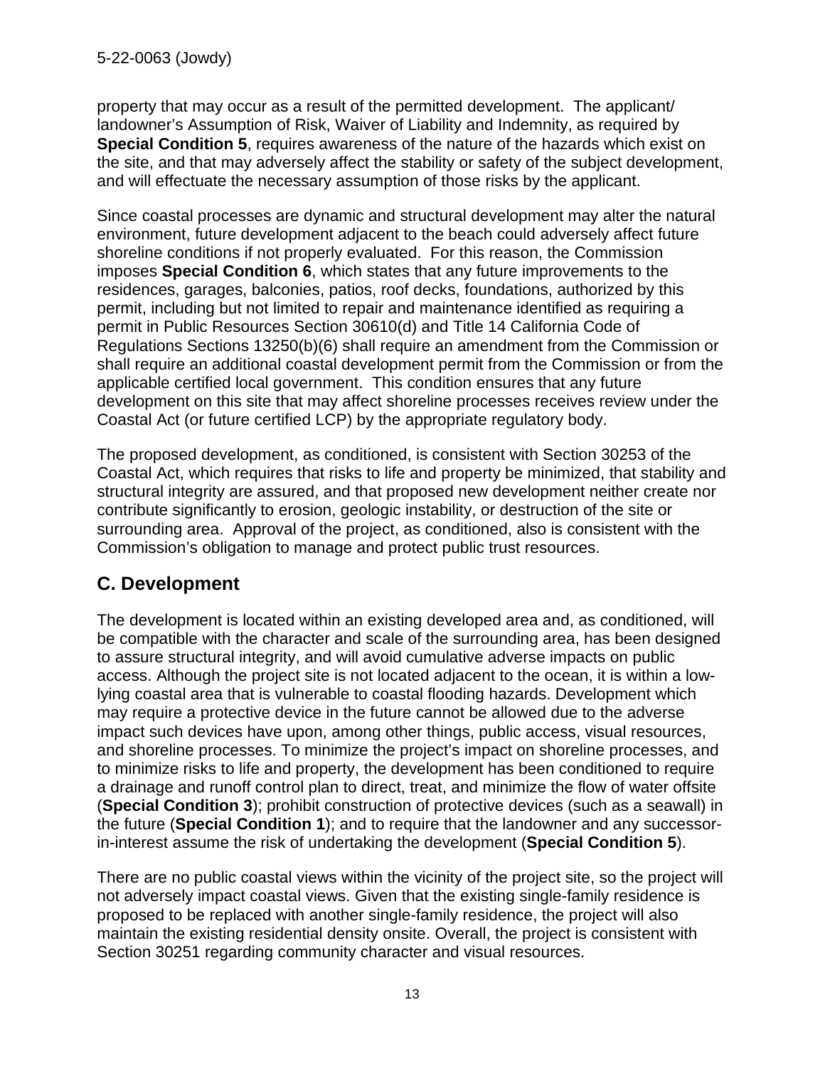property that may occur as a result of the permitted development. The applicant/ landowner's Assumption of Risk, Waiver of Liability and Indemnity, as required by **Special Condition 5**, requires awareness of the nature of the hazards which exist on the site, and that may adversely affect the stability or safety of the subject development, and will effectuate the necessary assumption of those risks by the applicant.

Since coastal processes are dynamic and structural development may alter the natural environment, future development adjacent to the beach could adversely affect future shoreline conditions if not properly evaluated. For this reason, the Commission imposes **Special Condition 6**, which states that any future improvements to the residences, garages, balconies, patios, roof decks, foundations, authorized by this permit, including but not limited to repair and maintenance identified as requiring a permit in Public Resources Section 30610(d) and Title 14 California Code of Regulations Sections 13250(b)(6) shall require an amendment from the Commission or shall require an additional coastal development permit from the Commission or from the applicable certified local government. This condition ensures that any future development on this site that may affect shoreline processes receives review under the Coastal Act (or future certified LCP) by the appropriate regulatory body.

The proposed development, as conditioned, is consistent with Section 30253 of the Coastal Act, which requires that risks to life and property be minimized, that stability and structural integrity are assured, and that proposed new development neither create nor contribute significantly to erosion, geologic instability, or destruction of the site or surrounding area. Approval of the project, as conditioned, also is consistent with the Commission's obligation to manage and protect public trust resources.

## C. Development

The development is located within an existing developed area and, as conditioned, will be compatible with the character and scale of the surrounding area, has been designed to assure structural integrity, and will avoid cumulative adverse impacts on public access. Although the project site is not located adjacent to the ocean, it is within a low-lying coastal area that is vulnerable to coastal flooding hazards. Development which may require a protective device in the future cannot be allowed due to the adverse impact such devices have upon, among other things, public access, visual resources, and shoreline processes. To minimize the project's impact on shoreline processes, and to minimize risks to life and property, the development has been conditioned to require a drainage and runoff control plan to direct, treat, and minimize the flow of water offsite (**Special Condition 3**); prohibit construction of protective devices (such as a seawall) in the future (**Special Condition 1**); and to require that the landowner and any successor-in-interest assume the risk of undertaking the development (**Special Condition 5**).

There are no public coastal views within the vicinity of the project site, so the project will not adversely impact coastal views. Given that the existing single-family residence is proposed to be replaced with another single-family residence, the project will also maintain the existing residential density onsite. Overall, the project is consistent with Section 30251 regarding community character and visual resources.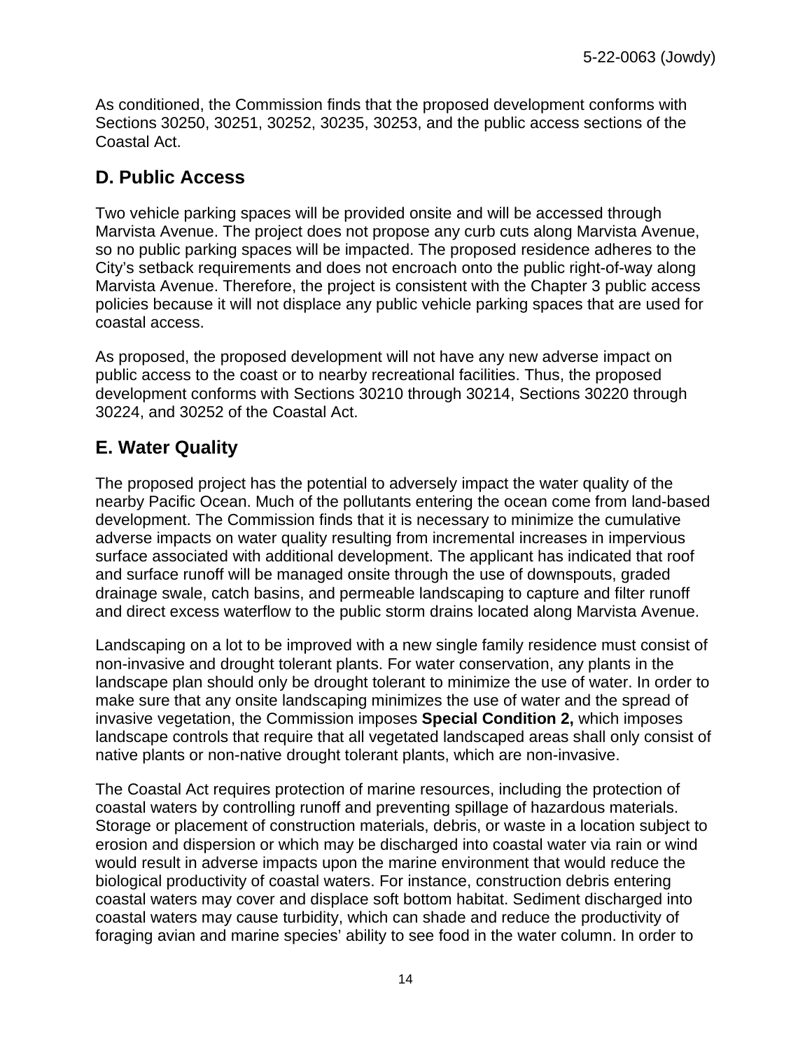As conditioned, the Commission finds that the proposed development conforms with Sections 30250, 30251, 30252, 30235, 30253, and the public access sections of the Coastal Act.

## D. Public Access

Two vehicle parking spaces will be provided onsite and will be accessed through Marvista Avenue. The project does not propose any curb cuts along Marvista Avenue, so no public parking spaces will be impacted. The proposed residence adheres to the City's setback requirements and does not encroach onto the public right-of-way along Marvista Avenue. Therefore, the project is consistent with the Chapter 3 public access policies because it will not displace any public vehicle parking spaces that are used for coastal access.

As proposed, the proposed development will not have any new adverse impact on public access to the coast or to nearby recreational facilities. Thus, the proposed development conforms with Sections 30210 through 30214, Sections 30220 through 30224, and 30252 of the Coastal Act.

## E. Water Quality

The proposed project has the potential to adversely impact the water quality of the nearby Pacific Ocean. Much of the pollutants entering the ocean come from land-based development. The Commission finds that it is necessary to minimize the cumulative adverse impacts on water quality resulting from incremental increases in impervious surface associated with additional development. The applicant has indicated that roof and surface runoff will be managed onsite through the use of downspouts, graded drainage swale, catch basins, and permeable landscaping to capture and filter runoff and direct excess waterflow to the public storm drains located along Marvista Avenue.

Landscaping on a lot to be improved with a new single family residence must consist of non-invasive and drought tolerant plants. For water conservation, any plants in the landscape plan should only be drought tolerant to minimize the use of water. In order to make sure that any onsite landscaping minimizes the use of water and the spread of invasive vegetation, the Commission imposes **Special Condition 2,** which imposes landscape controls that require that all vegetated landscaped areas shall only consist of native plants or non-native drought tolerant plants, which are non-invasive.

The Coastal Act requires protection of marine resources, including the protection of coastal waters by controlling runoff and preventing spillage of hazardous materials. Storage or placement of construction materials, debris, or waste in a location subject to erosion and dispersion or which may be discharged into coastal water via rain or wind would result in adverse impacts upon the marine environment that would reduce the biological productivity of coastal waters. For instance, construction debris entering coastal waters may cover and displace soft bottom habitat. Sediment discharged into coastal waters may cause turbidity, which can shade and reduce the productivity of foraging avian and marine species' ability to see food in the water column. In order to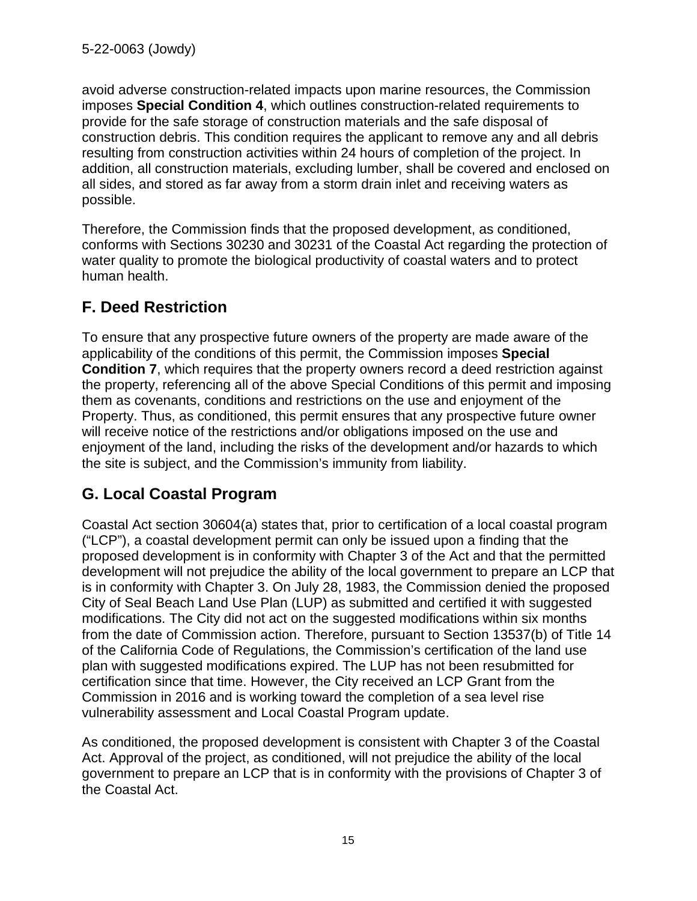avoid adverse construction-related impacts upon marine resources, the Commission imposes **Special Condition 4**, which outlines construction-related requirements to provide for the safe storage of construction materials and the safe disposal of construction debris. This condition requires the applicant to remove any and all debris resulting from construction activities within 24 hours of completion of the project. In addition, all construction materials, excluding lumber, shall be covered and enclosed on all sides, and stored as far away from a storm drain inlet and receiving waters as possible.

Therefore, the Commission finds that the proposed development, as conditioned, conforms with Sections 30230 and 30231 of the Coastal Act regarding the protection of water quality to promote the biological productivity of coastal waters and to protect human health.

## F. Deed Restriction

To ensure that any prospective future owners of the property are made aware of the applicability of the conditions of this permit, the Commission imposes **Special Condition 7**, which requires that the property owners record a deed restriction against the property, referencing all of the above Special Conditions of this permit and imposing them as covenants, conditions and restrictions on the use and enjoyment of the Property. Thus, as conditioned, this permit ensures that any prospective future owner will receive notice of the restrictions and/or obligations imposed on the use and enjoyment of the land, including the risks of the development and/or hazards to which the site is subject, and the Commission's immunity from liability.

## G. Local Coastal Program

Coastal Act section 30604(a) states that, prior to certification of a local coastal program ("LCP"), a coastal development permit can only be issued upon a finding that the proposed development is in conformity with Chapter 3 of the Act and that the permitted development will not prejudice the ability of the local government to prepare an LCP that is in conformity with Chapter 3. On July 28, 1983, the Commission denied the proposed City of Seal Beach Land Use Plan (LUP) as submitted and certified it with suggested modifications. The City did not act on the suggested modifications within six months from the date of Commission action. Therefore, pursuant to Section 13537(b) of Title 14 of the California Code of Regulations, the Commission's certification of the land use plan with suggested modifications expired. The LUP has not been resubmitted for certification since that time. However, the City received an LCP Grant from the Commission in 2016 and is working toward the completion of a sea level rise vulnerability assessment and Local Coastal Program update.

As conditioned, the proposed development is consistent with Chapter 3 of the Coastal Act. Approval of the project, as conditioned, will not prejudice the ability of the local government to prepare an LCP that is in conformity with the provisions of Chapter 3 of the Coastal Act.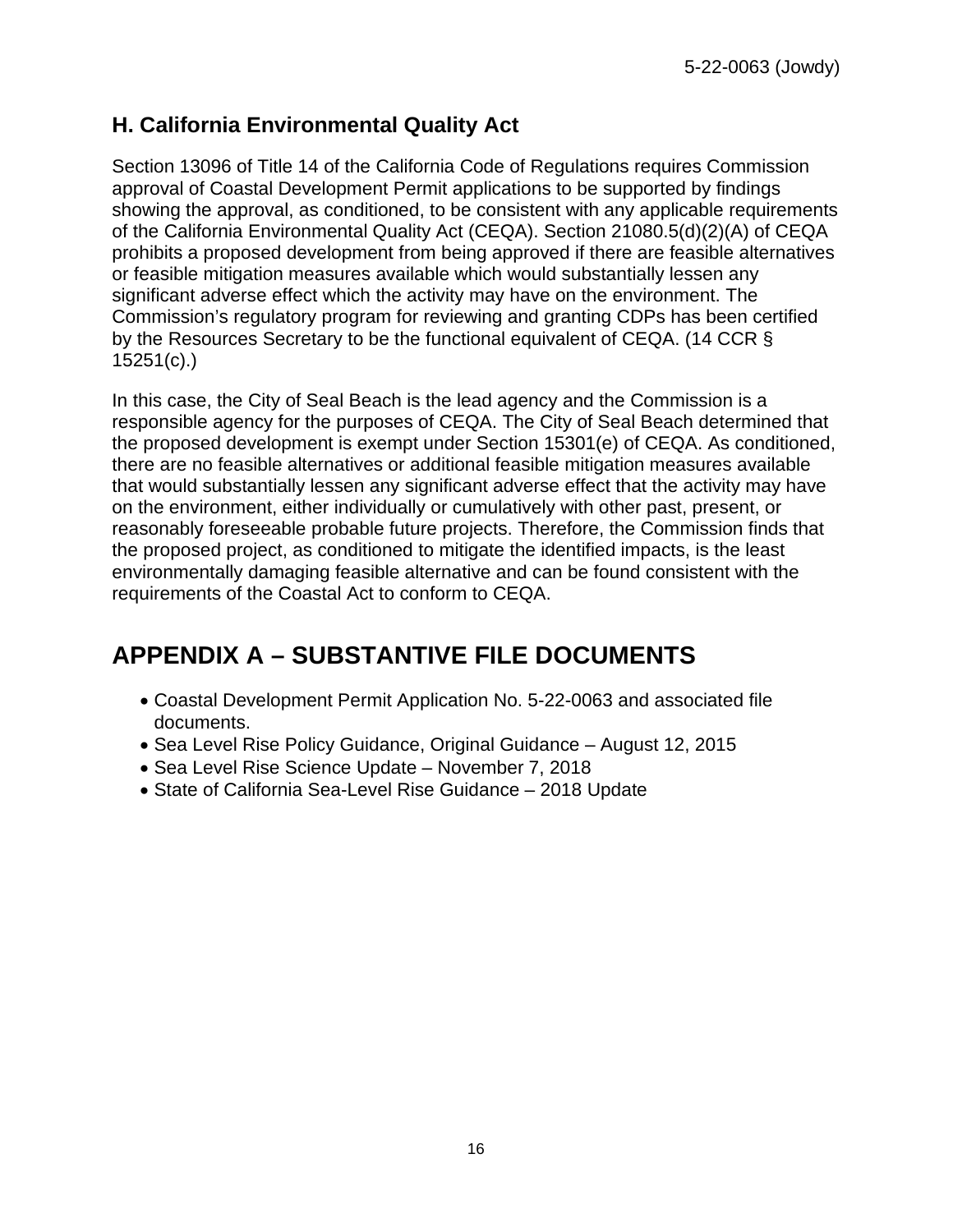## H. California Environmental Quality Act

Section 13096 of Title 14 of the California Code of Regulations requires Commission approval of Coastal Development Permit applications to be supported by findings showing the approval, as conditioned, to be consistent with any applicable requirements of the California Environmental Quality Act (CEQA). Section 21080.5(d)(2)(A) of CEQA prohibits a proposed development from being approved if there are feasible alternatives or feasible mitigation measures available which would substantially lessen any significant adverse effect which the activity may have on the environment. The Commission's regulatory program for reviewing and granting CDPs has been certified by the Resources Secretary to be the functional equivalent of CEQA. (14 CCR § 15251(c).)

In this case, the City of Seal Beach is the lead agency and the Commission is a responsible agency for the purposes of CEQA. The City of Seal Beach determined that the proposed development is exempt under Section 15301(e) of CEQA. As conditioned, there are no feasible alternatives or additional feasible mitigation measures available that would substantially lessen any significant adverse effect that the activity may have on the environment, either individually or cumulatively with other past, present, or reasonably foreseeable probable future projects. Therefore, the Commission finds that the proposed project, as conditioned to mitigate the identified impacts, is the least environmentally damaging feasible alternative and can be found consistent with the requirements of the Coastal Act to conform to CEQA.

# APPENDIX A – SUBSTANTIVE FILE DOCUMENTS

- Coastal Development Permit Application No. 5-22-0063 and associated file documents.
- Sea Level Rise Policy Guidance, Original Guidance – August 12, 2015
- Sea Level Rise Science Update – November 7, 2018
- State of California Sea-Level Rise Guidance – 2018 Update